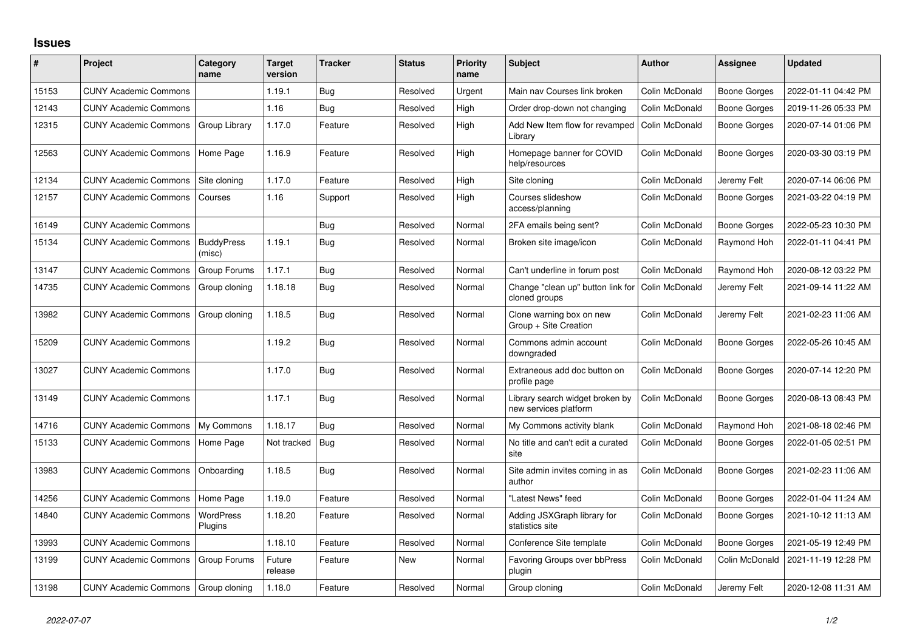# Issues

| # | Project | Category name | Target version | Tracker | Status | Priority name | Subject | Author | Assignee | Updated |
|---|---|---|---|---|---|---|---|---|---|---|
| 15153 | CUNY Academic Commons | | 1.19.1 | Bug | Resolved | Urgent | Main nav Courses link broken | Colin McDonald | Boone Gorges | 2022-01-11 04:42 PM |
| 12143 | CUNY Academic Commons | | 1.16 | Bug | Resolved | High | Order drop-down not changing | Colin McDonald | Boone Gorges | 2019-11-26 05:33 PM |
| 12315 | CUNY Academic Commons | Group Library | 1.17.0 | Feature | Resolved | High | Add New Item flow for revamped Library | Colin McDonald | Boone Gorges | 2020-07-14 01:06 PM |
| 12563 | CUNY Academic Commons | Home Page | 1.16.9 | Feature | Resolved | High | Homepage banner for COVID help/resources | Colin McDonald | Boone Gorges | 2020-03-30 03:19 PM |
| 12134 | CUNY Academic Commons | Site cloning | 1.17.0 | Feature | Resolved | High | Site cloning | Colin McDonald | Jeremy Felt | 2020-07-14 06:06 PM |
| 12157 | CUNY Academic Commons | Courses | 1.16 | Support | Resolved | High | Courses slideshow access/planning | Colin McDonald | Boone Gorges | 2021-03-22 04:19 PM |
| 16149 | CUNY Academic Commons | | | Bug | Resolved | Normal | 2FA emails being sent? | Colin McDonald | Boone Gorges | 2022-05-23 10:30 PM |
| 15134 | CUNY Academic Commons | BuddyPress (misc) | 1.19.1 | Bug | Resolved | Normal | Broken site image/icon | Colin McDonald | Raymond Hoh | 2022-01-11 04:41 PM |
| 13147 | CUNY Academic Commons | Group Forums | 1.17.1 | Bug | Resolved | Normal | Can't underline in forum post | Colin McDonald | Raymond Hoh | 2020-08-12 03:22 PM |
| 14735 | CUNY Academic Commons | Group cloning | 1.18.18 | Bug | Resolved | Normal | Change "clean up" button link for cloned groups | Colin McDonald | Jeremy Felt | 2021-09-14 11:22 AM |
| 13982 | CUNY Academic Commons | Group cloning | 1.18.5 | Bug | Resolved | Normal | Clone warning box on new Group + Site Creation | Colin McDonald | Jeremy Felt | 2021-02-23 11:06 AM |
| 15209 | CUNY Academic Commons | | 1.19.2 | Bug | Resolved | Normal | Commons admin account downgraded | Colin McDonald | Boone Gorges | 2022-05-26 10:45 AM |
| 13027 | CUNY Academic Commons | | 1.17.0 | Bug | Resolved | Normal | Extraneous add doc button on profile page | Colin McDonald | Boone Gorges | 2020-07-14 12:20 PM |
| 13149 | CUNY Academic Commons | | 1.17.1 | Bug | Resolved | Normal | Library search widget broken by new services platform | Colin McDonald | Boone Gorges | 2020-08-13 08:43 PM |
| 14716 | CUNY Academic Commons | My Commons | 1.18.17 | Bug | Resolved | Normal | My Commons activity blank | Colin McDonald | Raymond Hoh | 2021-08-18 02:46 PM |
| 15133 | CUNY Academic Commons | Home Page | Not tracked | Bug | Resolved | Normal | No title and can't edit a curated site | Colin McDonald | Boone Gorges | 2022-01-05 02:51 PM |
| 13983 | CUNY Academic Commons | Onboarding | 1.18.5 | Bug | Resolved | Normal | Site admin invites coming in as author | Colin McDonald | Boone Gorges | 2021-02-23 11:06 AM |
| 14256 | CUNY Academic Commons | Home Page | 1.19.0 | Feature | Resolved | Normal | "Latest News" feed | Colin McDonald | Boone Gorges | 2022-01-04 11:24 AM |
| 14840 | CUNY Academic Commons | WordPress Plugins | 1.18.20 | Feature | Resolved | Normal | Adding JSXGraph library for statistics site | Colin McDonald | Boone Gorges | 2021-10-12 11:13 AM |
| 13993 | CUNY Academic Commons | | 1.18.10 | Feature | Resolved | Normal | Conference Site template | Colin McDonald | Boone Gorges | 2021-05-19 12:49 PM |
| 13199 | CUNY Academic Commons | Group Forums | Future release | Feature | New | Normal | Favoring Groups over bbPress plugin | Colin McDonald | Colin McDonald | 2021-11-19 12:28 PM |
| 13198 | CUNY Academic Commons | Group cloning | 1.18.0 | Feature | Resolved | Normal | Group cloning | Colin McDonald | Jeremy Felt | 2020-12-08 11:31 AM |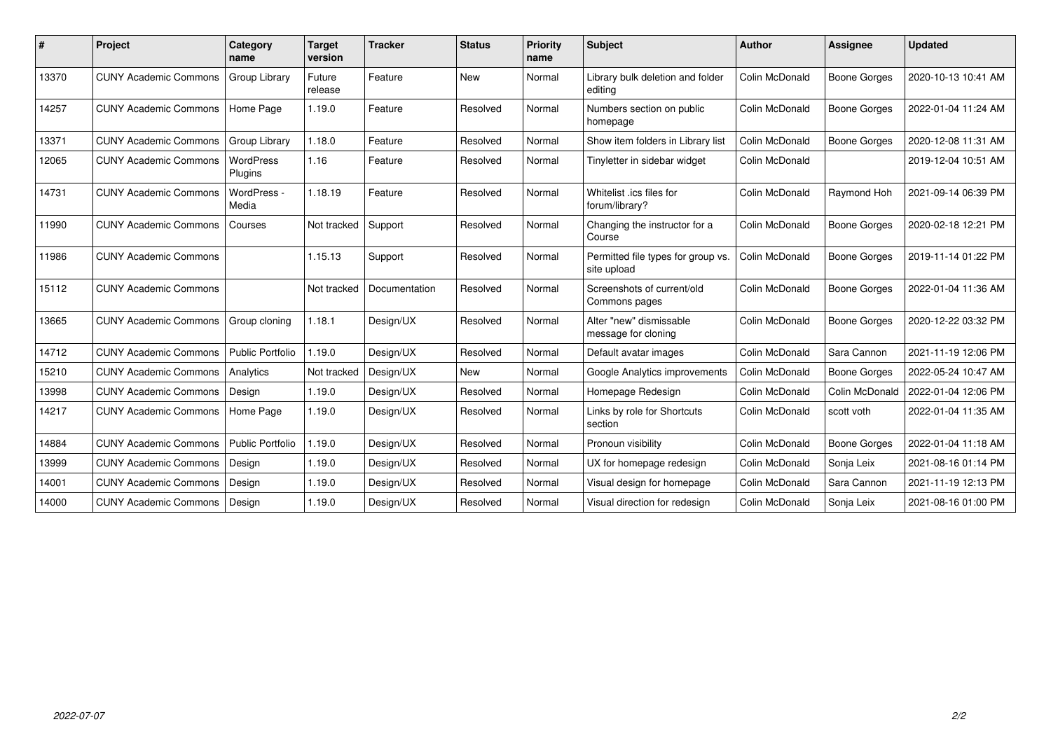| # | Project | Category name | Target version | Tracker | Status | Priority name | Subject | Author | Assignee | Updated |
|---|---|---|---|---|---|---|---|---|---|---|
| 13370 | CUNY Academic Commons | Group Library | Future release | Feature | New | Normal | Library bulk deletion and folder editing | Colin McDonald | Boone Gorges | 2020-10-13 10:41 AM |
| 14257 | CUNY Academic Commons | Home Page | 1.19.0 | Feature | Resolved | Normal | Numbers section on public homepage | Colin McDonald | Boone Gorges | 2022-01-04 11:24 AM |
| 13371 | CUNY Academic Commons | Group Library | 1.18.0 | Feature | Resolved | Normal | Show item folders in Library list | Colin McDonald | Boone Gorges | 2020-12-08 11:31 AM |
| 12065 | CUNY Academic Commons | WordPress Plugins | 1.16 | Feature | Resolved | Normal | Tinyletter in sidebar widget | Colin McDonald | | 2019-12-04 10:51 AM |
| 14731 | CUNY Academic Commons | WordPress - Media | 1.18.19 | Feature | Resolved | Normal | Whitelist .ics files for forum/library? | Colin McDonald | Raymond Hoh | 2021-09-14 06:39 PM |
| 11990 | CUNY Academic Commons | Courses | Not tracked | Support | Resolved | Normal | Changing the instructor for a Course | Colin McDonald | Boone Gorges | 2020-02-18 12:21 PM |
| 11986 | CUNY Academic Commons | | 1.15.13 | Support | Resolved | Normal | Permitted file types for group vs. site upload | Colin McDonald | Boone Gorges | 2019-11-14 01:22 PM |
| 15112 | CUNY Academic Commons | | Not tracked | Documentation | Resolved | Normal | Screenshots of current/old Commons pages | Colin McDonald | Boone Gorges | 2022-01-04 11:36 AM |
| 13665 | CUNY Academic Commons | Group cloning | 1.18.1 | Design/UX | Resolved | Normal | Alter "new" dismissable message for cloning | Colin McDonald | Boone Gorges | 2020-12-22 03:32 PM |
| 14712 | CUNY Academic Commons | Public Portfolio | 1.19.0 | Design/UX | Resolved | Normal | Default avatar images | Colin McDonald | Sara Cannon | 2021-11-19 12:06 PM |
| 15210 | CUNY Academic Commons | Analytics | Not tracked | Design/UX | New | Normal | Google Analytics improvements | Colin McDonald | Boone Gorges | 2022-05-24 10:47 AM |
| 13998 | CUNY Academic Commons | Design | 1.19.0 | Design/UX | Resolved | Normal | Homepage Redesign | Colin McDonald | Colin McDonald | 2022-01-04 12:06 PM |
| 14217 | CUNY Academic Commons | Home Page | 1.19.0 | Design/UX | Resolved | Normal | Links by role for Shortcuts section | Colin McDonald | scott voth | 2022-01-04 11:35 AM |
| 14884 | CUNY Academic Commons | Public Portfolio | 1.19.0 | Design/UX | Resolved | Normal | Pronoun visibility | Colin McDonald | Boone Gorges | 2022-01-04 11:18 AM |
| 13999 | CUNY Academic Commons | Design | 1.19.0 | Design/UX | Resolved | Normal | UX for homepage redesign | Colin McDonald | Sonja Leix | 2021-08-16 01:14 PM |
| 14001 | CUNY Academic Commons | Design | 1.19.0 | Design/UX | Resolved | Normal | Visual design for homepage | Colin McDonald | Sara Cannon | 2021-11-19 12:13 PM |
| 14000 | CUNY Academic Commons | Design | 1.19.0 | Design/UX | Resolved | Normal | Visual direction for redesign | Colin McDonald | Sonja Leix | 2021-08-16 01:00 PM |